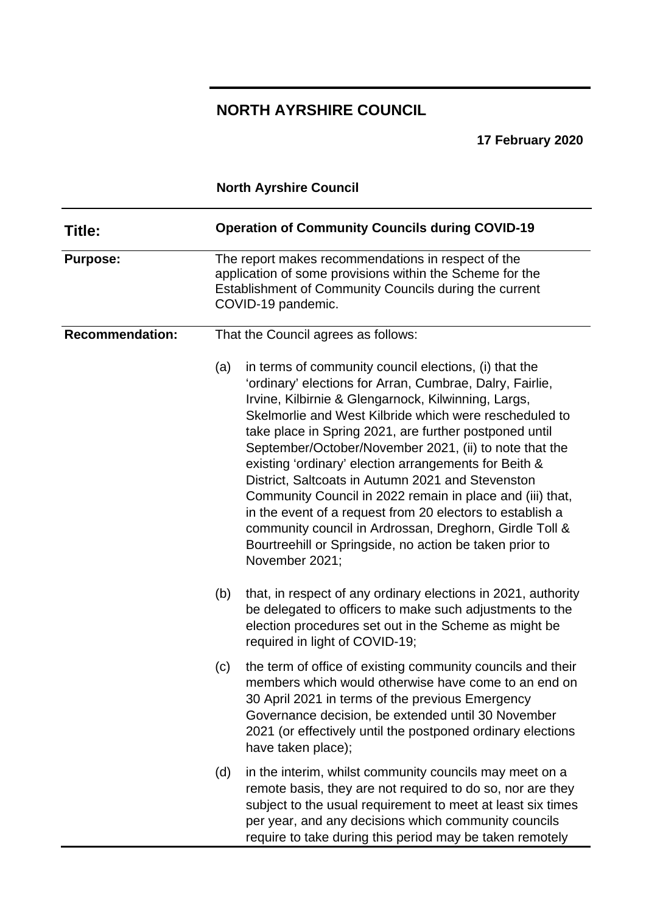# NORTH AYRSHIRE COUNCIL

**17 February 2020**

**North Ayrshire Council**

| | |
|---|---|
| **Title:** | **Operation of Community Councils during COVID-19** |
| **Purpose:** | The report makes recommendations in respect of the application of some provisions within the Scheme for the Establishment of Community Councils during the current COVID-19 pandemic. |
| **Recommendation:** | That the Council agrees as follows:<br><br>(a) in terms of community council elections, (i) that the 'ordinary' elections for Arran, Cumbrae, Dalry, Fairlie, Irvine, Kilbirnie & Glengarnock, Kilwinning, Largs, Skelmorlie and West Kilbride which were rescheduled to take place in Spring 2021, are further postponed until September/October/November 2021, (ii) to note that the existing 'ordinary' election arrangements for Beith & District, Saltcoats in Autumn 2021 and Stevenston Community Council in 2022 remain in place and (iii) that, in the event of a request from 20 electors to establish a community council in Ardrossan, Dreghorn, Girdle Toll & Bourtreehill or Springside, no action be taken prior to November 2021;<br><br>(b) that, in respect of any ordinary elections in 2021, authority be delegated to officers to make such adjustments to the election procedures set out in the Scheme as might be required in light of COVID-19;<br><br>(c) the term of office of existing community councils and their members which would otherwise have come to an end on 30 April 2021 in terms of the previous Emergency Governance decision, be extended until 30 November 2021 (or effectively until the postponed ordinary elections have taken place);<br><br>(d) in the interim, whilst community councils may meet on a remote basis, they are not required to do so, nor are they subject to the usual requirement to meet at least six times per year, and any decisions which community councils require to take during this period may be taken remotely |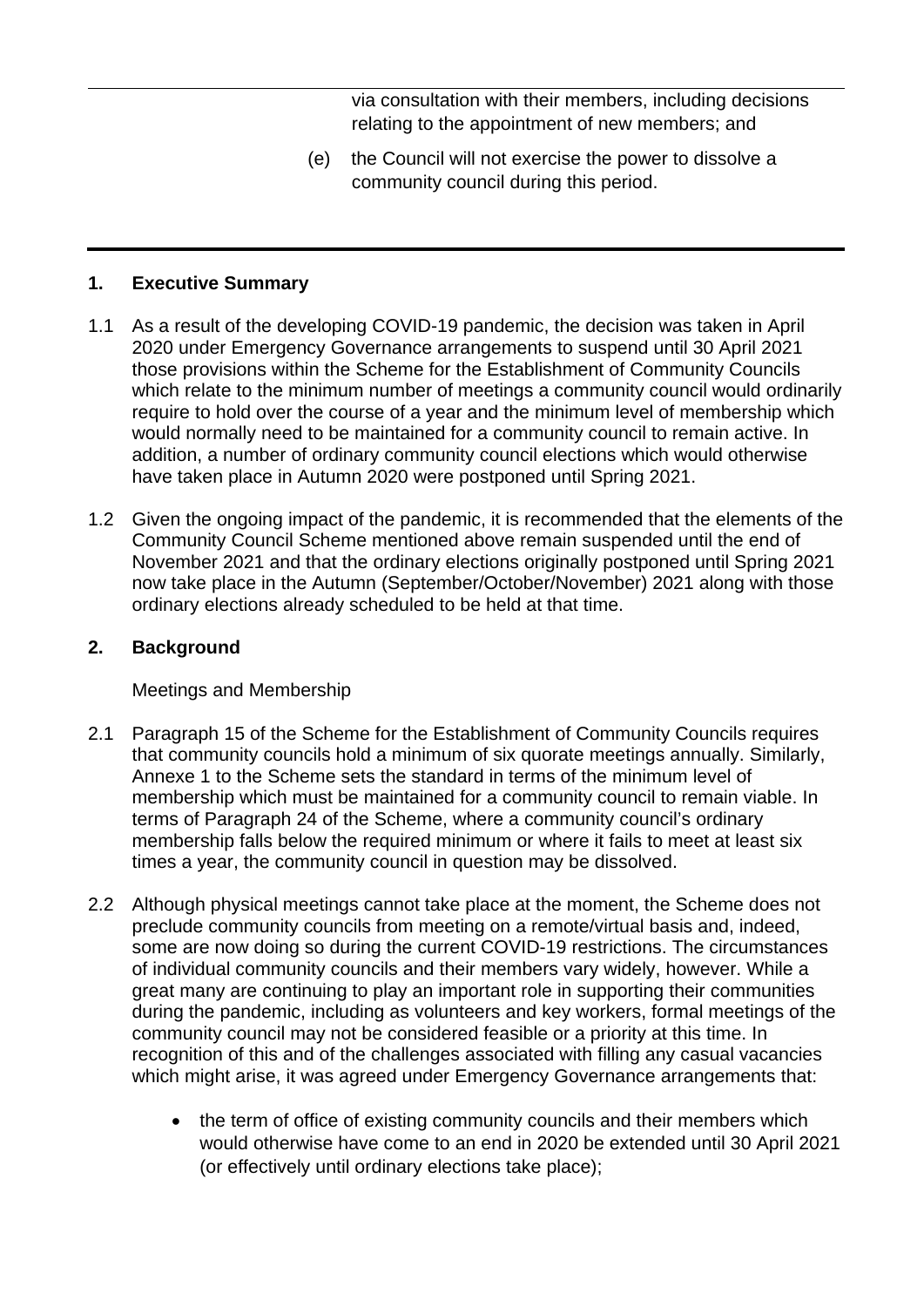via consultation with their members, including decisions relating to the appointment of new members; and

(e) the Council will not exercise the power to dissolve a community council during this period.

---

## 1. Executive Summary

1.1 As a result of the developing COVID-19 pandemic, the decision was taken in April 2020 under Emergency Governance arrangements to suspend until 30 April 2021 those provisions within the Scheme for the Establishment of Community Councils which relate to the minimum number of meetings a community council would ordinarily require to hold over the course of a year and the minimum level of membership which would normally need to be maintained for a community council to remain active. In addition, a number of ordinary community council elections which would otherwise have taken place in Autumn 2020 were postponed until Spring 2021.

1.2 Given the ongoing impact of the pandemic, it is recommended that the elements of the Community Council Scheme mentioned above remain suspended until the end of November 2021 and that the ordinary elections originally postponed until Spring 2021 now take place in the Autumn (September/October/November) 2021 along with those ordinary elections already scheduled to be held at that time.

## 2. Background

Meetings and Membership

2.1 Paragraph 15 of the Scheme for the Establishment of Community Councils requires that community councils hold a minimum of six quorate meetings annually. Similarly, Annexe 1 to the Scheme sets the standard in terms of the minimum level of membership which must be maintained for a community council to remain viable. In terms of Paragraph 24 of the Scheme, where a community council's ordinary membership falls below the required minimum or where it fails to meet at least six times a year, the community council in question may be dissolved.

2.2 Although physical meetings cannot take place at the moment, the Scheme does not preclude community councils from meeting on a remote/virtual basis and, indeed, some are now doing so during the current COVID-19 restrictions. The circumstances of individual community councils and their members vary widely, however. While a great many are continuing to play an important role in supporting their communities during the pandemic, including as volunteers and key workers, formal meetings of the community council may not be considered feasible or a priority at this time. In recognition of this and of the challenges associated with filling any casual vacancies which might arise, it was agreed under Emergency Governance arrangements that:

- the term of office of existing community councils and their members which would otherwise have come to an end in 2020 be extended until 30 April 2021 (or effectively until ordinary elections take place);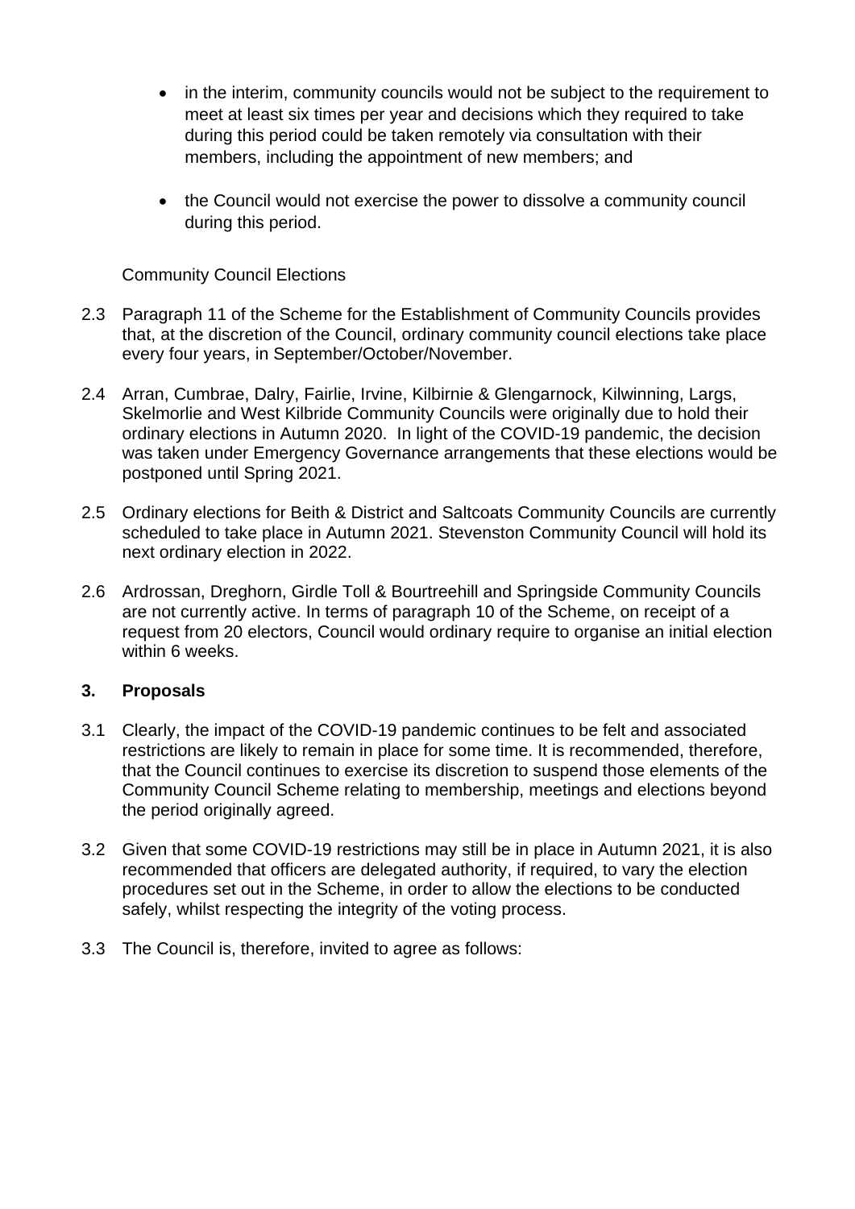- in the interim, community councils would not be subject to the requirement to meet at least six times per year and decisions which they required to take during this period could be taken remotely via consultation with their members, including the appointment of new members; and

- the Council would not exercise the power to dissolve a community council during this period.

Community Council Elections

2.3 Paragraph 11 of the Scheme for the Establishment of Community Councils provides that, at the discretion of the Council, ordinary community council elections take place every four years, in September/October/November.

2.4 Arran, Cumbrae, Dalry, Fairlie, Irvine, Kilbirnie & Glengarnock, Kilwinning, Largs, Skelmorlie and West Kilbride Community Councils were originally due to hold their ordinary elections in Autumn 2020. In light of the COVID-19 pandemic, the decision was taken under Emergency Governance arrangements that these elections would be postponed until Spring 2021.

2.5 Ordinary elections for Beith & District and Saltcoats Community Councils are currently scheduled to take place in Autumn 2021. Stevenston Community Council will hold its next ordinary election in 2022.

2.6 Ardrossan, Dreghorn, Girdle Toll & Bourtreehill and Springside Community Councils are not currently active. In terms of paragraph 10 of the Scheme, on receipt of a request from 20 electors, Council would ordinary require to organise an initial election within 6 weeks.

## 3. Proposals

3.1 Clearly, the impact of the COVID-19 pandemic continues to be felt and associated restrictions are likely to remain in place for some time. It is recommended, therefore, that the Council continues to exercise its discretion to suspend those elements of the Community Council Scheme relating to membership, meetings and elections beyond the period originally agreed.

3.2 Given that some COVID-19 restrictions may still be in place in Autumn 2021, it is also recommended that officers are delegated authority, if required, to vary the election procedures set out in the Scheme, in order to allow the elections to be conducted safely, whilst respecting the integrity of the voting process.

3.3 The Council is, therefore, invited to agree as follows: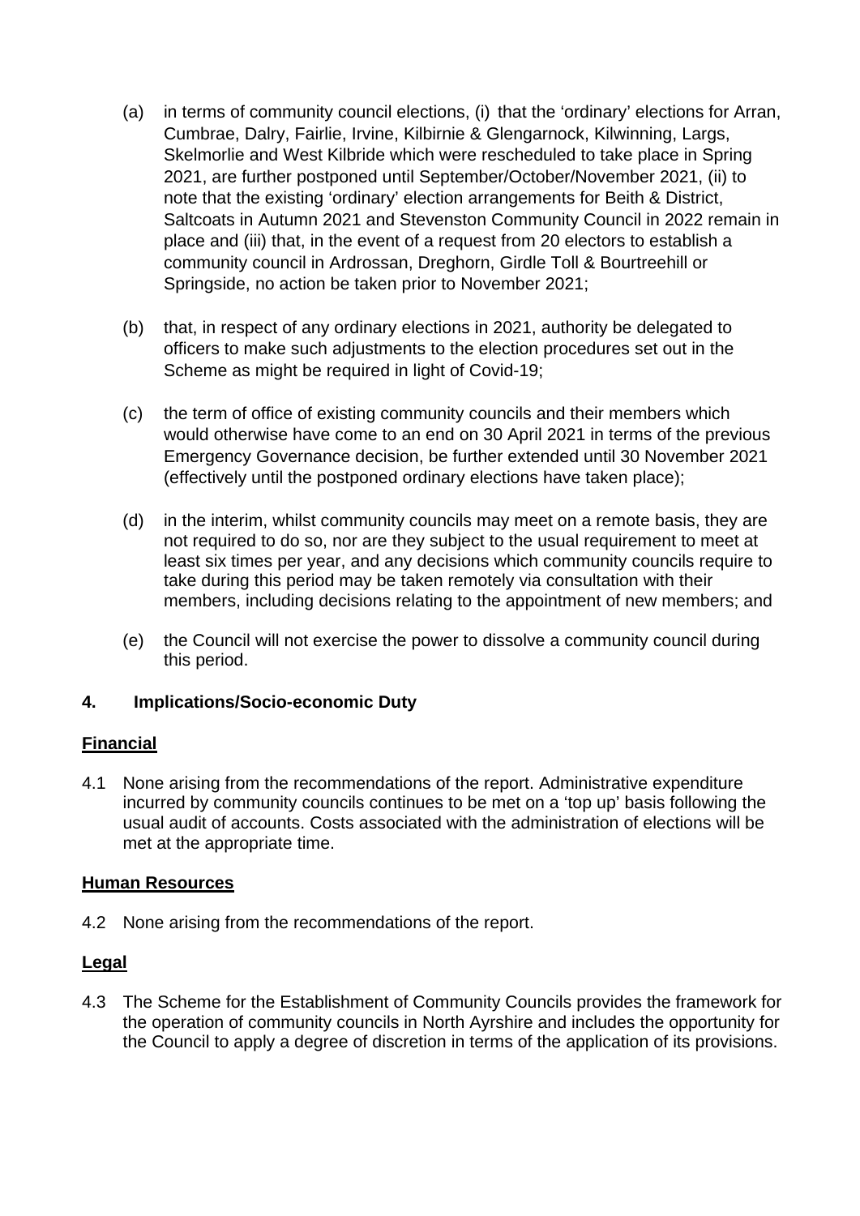(a) in terms of community council elections, (i) that the 'ordinary' elections for Arran, Cumbrae, Dalry, Fairlie, Irvine, Kilbirnie & Glengarnock, Kilwinning, Largs, Skelmorlie and West Kilbride which were rescheduled to take place in Spring 2021, are further postponed until September/October/November 2021, (ii) to note that the existing 'ordinary' election arrangements for Beith & District, Saltcoats in Autumn 2021 and Stevenston Community Council in 2022 remain in place and (iii) that, in the event of a request from 20 electors to establish a community council in Ardrossan, Dreghorn, Girdle Toll & Bourtreehill or Springside, no action be taken prior to November 2021;

(b) that, in respect of any ordinary elections in 2021, authority be delegated to officers to make such adjustments to the election procedures set out in the Scheme as might be required in light of Covid-19;

(c) the term of office of existing community councils and their members which would otherwise have come to an end on 30 April 2021 in terms of the previous Emergency Governance decision, be further extended until 30 November 2021 (effectively until the postponed ordinary elections have taken place);

(d) in the interim, whilst community councils may meet on a remote basis, they are not required to do so, nor are they subject to the usual requirement to meet at least six times per year, and any decisions which community councils require to take during this period may be taken remotely via consultation with their members, including decisions relating to the appointment of new members; and

(e) the Council will not exercise the power to dissolve a community council during this period.

## 4. Implications/Socio-economic Duty

**Financial**

4.1 None arising from the recommendations of the report. Administrative expenditure incurred by community councils continues to be met on a 'top up' basis following the usual audit of accounts. Costs associated with the administration of elections will be met at the appropriate time.

**Human Resources**

4.2 None arising from the recommendations of the report.

**Legal**

4.3 The Scheme for the Establishment of Community Councils provides the framework for the operation of community councils in North Ayrshire and includes the opportunity for the Council to apply a degree of discretion in terms of the application of its provisions.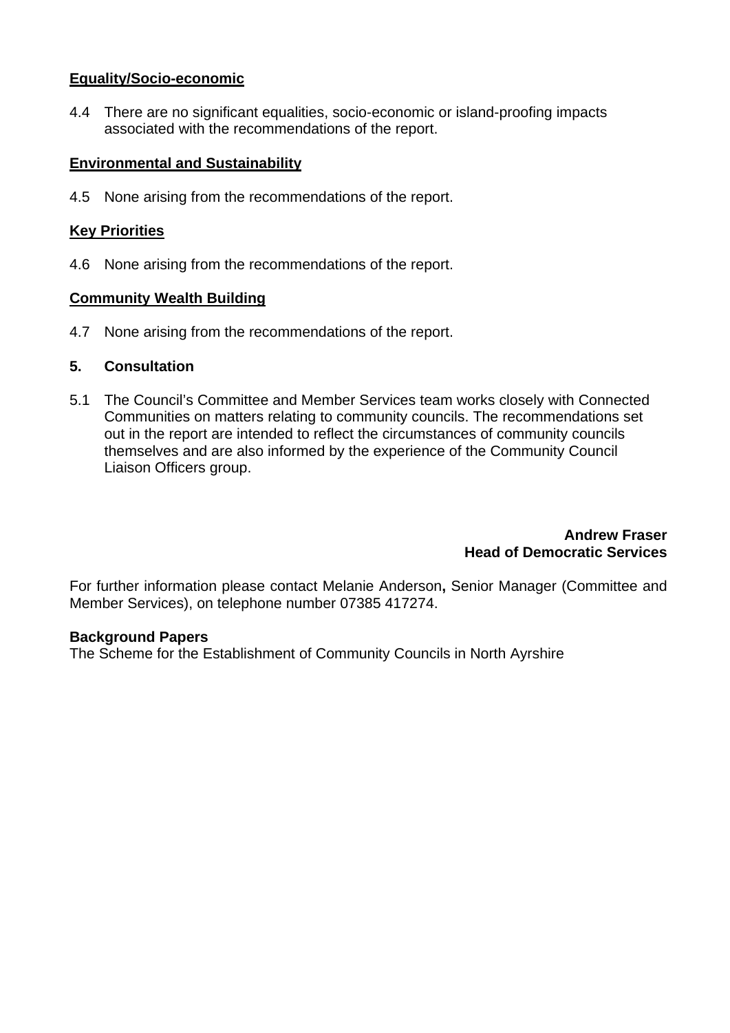**Equality/Socio-economic**

4.4 There are no significant equalities, socio-economic or island-proofing impacts associated with the recommendations of the report.

**Environmental and Sustainability**

4.5 None arising from the recommendations of the report.

**Key Priorities**

4.6 None arising from the recommendations of the report.

**Community Wealth Building**

4.7 None arising from the recommendations of the report.

**5. Consultation**

5.1 The Council's Committee and Member Services team works closely with Connected Communities on matters relating to community councils. The recommendations set out in the report are intended to reflect the circumstances of community councils themselves and are also informed by the experience of the Community Council Liaison Officers group.

**Andrew Fraser**
**Head of Democratic Services**

For further information please contact Melanie Anderson**,** Senior Manager (Committee and Member Services), on telephone number 07385 417274.

**Background Papers**
The Scheme for the Establishment of Community Councils in North Ayrshire